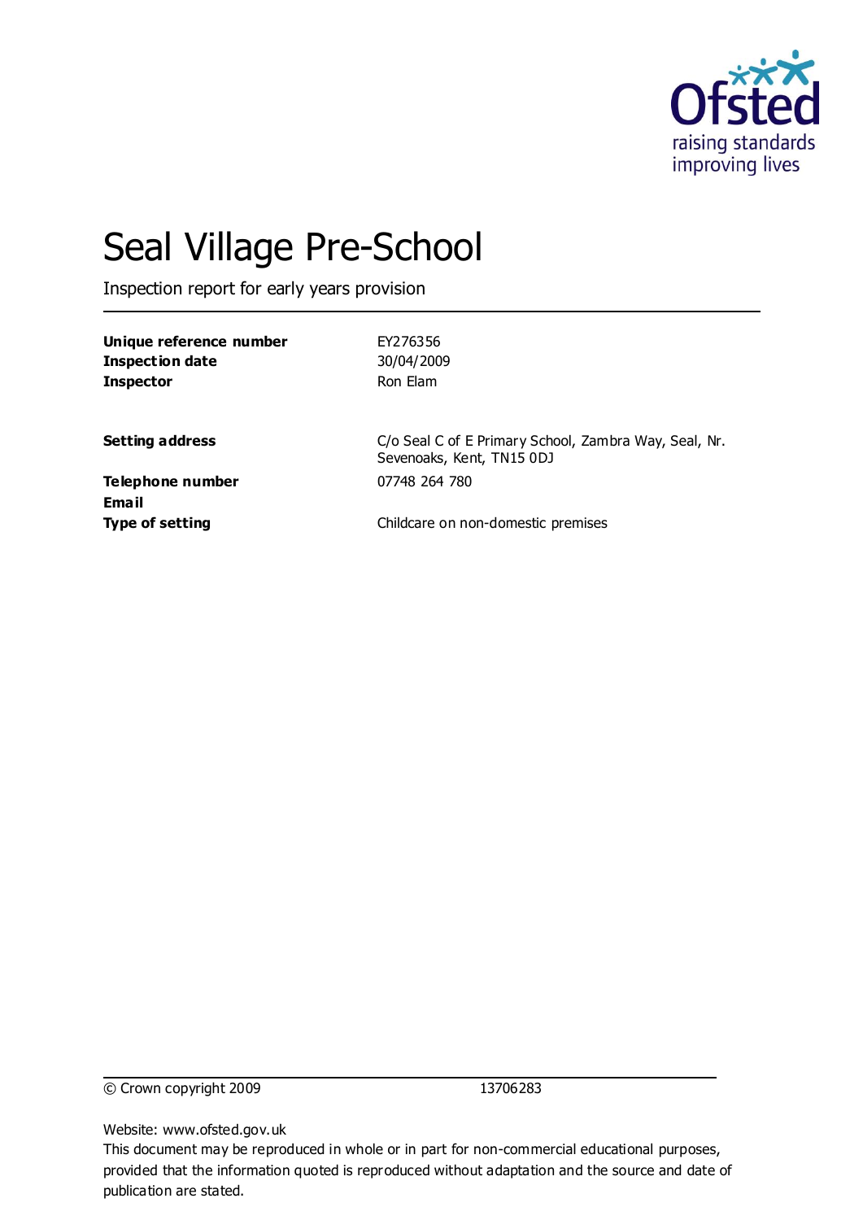# Seal Village Pre-School

Inspection report for early years provision

| | |
|---|---|
| **Unique reference number** | EY276356 |
| **Inspection date** | 30/04/2009 |
| **Inspector** | Ron Elam |
| | |
| **Setting address** | C/o Seal C of E Primary School, Zambra Way, Seal, Nr. Sevenoaks, Kent, TN15 0DJ |
| **Telephone number** | 07748 264 780 |
| **Email** | |
| **Type of setting** | Childcare on non-domestic premises |

© Crown copyright 2009 13706283

Website: www.ofsted.gov.uk

This document may be reproduced in whole or in part for non-commercial educational purposes, provided that the information quoted is reproduced without adaptation and the source and date of publication are stated.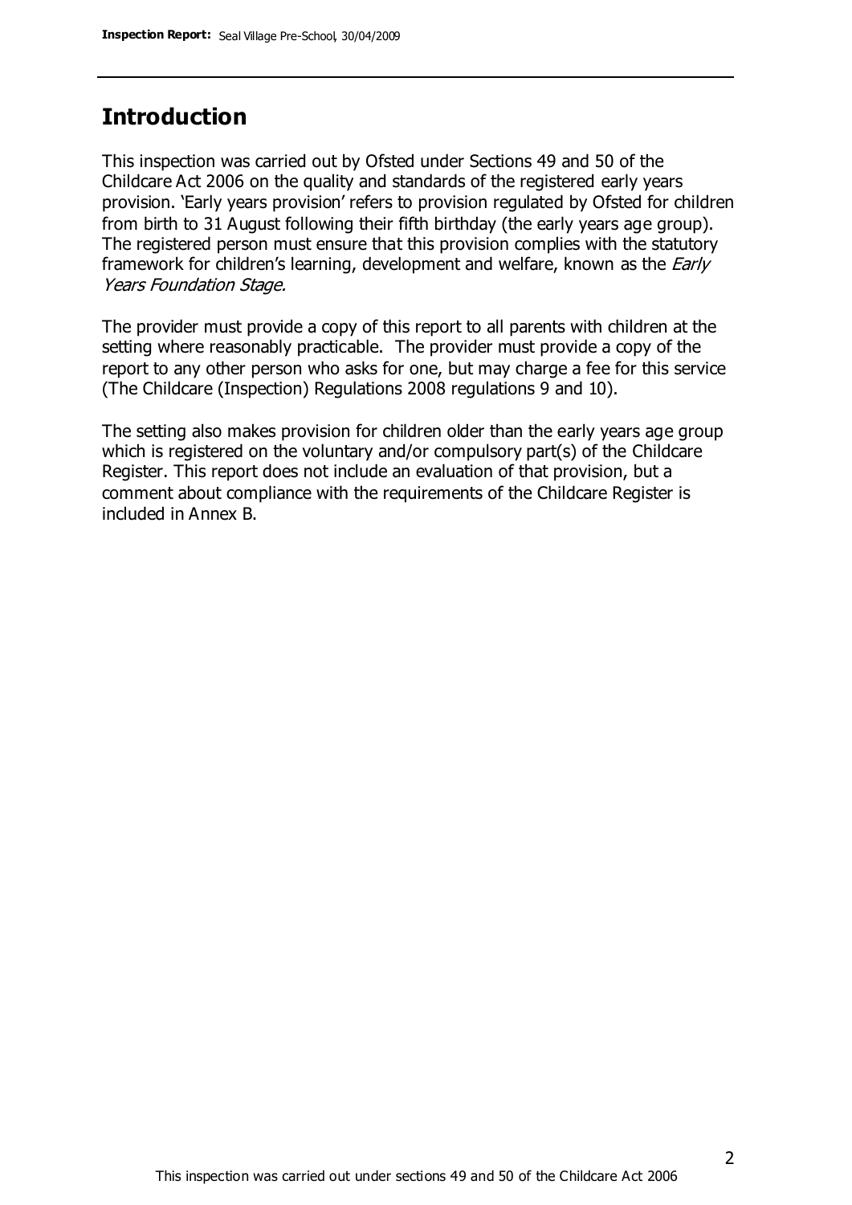## Introduction

This inspection was carried out by Ofsted under Sections 49 and 50 of the Childcare Act 2006 on the quality and standards of the registered early years provision. 'Early years provision' refers to provision regulated by Ofsted for children from birth to 31 August following their fifth birthday (the early years age group). The registered person must ensure that this provision complies with the statutory framework for children's learning, development and welfare, known as the *Early Years Foundation Stage*.

The provider must provide a copy of this report to all parents with children at the setting where reasonably practicable. The provider must provide a copy of the report to any other person who asks for one, but may charge a fee for this service (The Childcare (Inspection) Regulations 2008 regulations 9 and 10).

The setting also makes provision for children older than the early years age group which is registered on the voluntary and/or compulsory part(s) of the Childcare Register. This report does not include an evaluation of that provision, but a comment about compliance with the requirements of the Childcare Register is included in Annex B.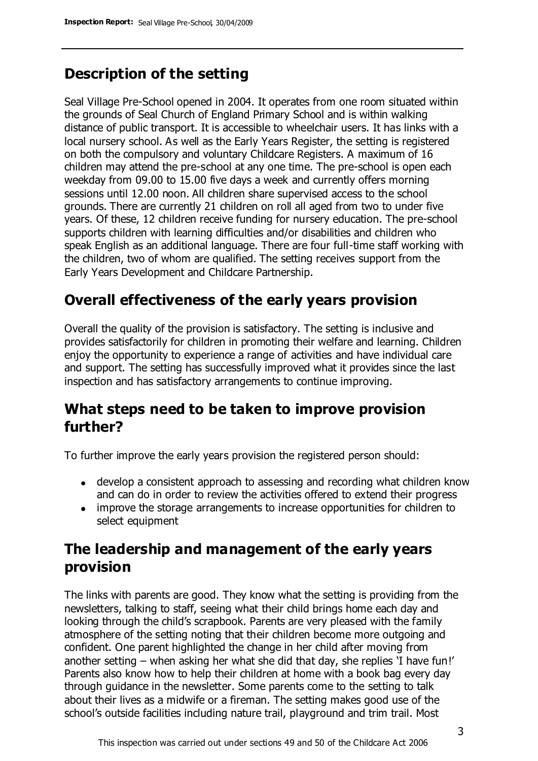## Description of the setting

Seal Village Pre-School opened in 2004. It operates from one room situated within the grounds of Seal Church of England Primary School and is within walking distance of public transport. It is accessible to wheelchair users. It has links with a local nursery school. As well as the Early Years Register, the setting is registered on both the compulsory and voluntary Childcare Registers. A maximum of 16 children may attend the pre-school at any one time. The pre-school is open each weekday from 09.00 to 15.00 five days a week and currently offers morning sessions until 12.00 noon. All children share supervised access to the school grounds. There are currently 21 children on roll all aged from two to under five years. Of these, 12 children receive funding for nursery education. The pre-school supports children with learning difficulties and/or disabilities and children who speak English as an additional language. There are four full-time staff working with the children, two of whom are qualified. The setting receives support from the Early Years Development and Childcare Partnership.

## Overall effectiveness of the early years provision

Overall the quality of the provision is satisfactory. The setting is inclusive and provides satisfactorily for children in promoting their welfare and learning. Children enjoy the opportunity to experience a range of activities and have individual care and support. The setting has successfully improved what it provides since the last inspection and has satisfactory arrangements to continue improving.

## What steps need to be taken to improve provision further?

To further improve the early years provision the registered person should:

- develop a consistent approach to assessing and recording what children know and can do in order to review the activities offered to extend their progress
- improve the storage arrangements to increase opportunities for children to select equipment

## The leadership and management of the early years provision

The links with parents are good. They know what the setting is providing from the newsletters, talking to staff, seeing what their child brings home each day and looking through the child's scrapbook. Parents are very pleased with the family atmosphere of the setting noting that their children become more outgoing and confident. One parent highlighted the change in her child after moving from another setting – when asking her what she did that day, she replies 'I have fun!' Parents also know how to help their children at home with a book bag every day through guidance in the newsletter. Some parents come to the setting to talk about their lives as a midwife or a fireman. The setting makes good use of the school's outside facilities including nature trail, playground and trim trail. Most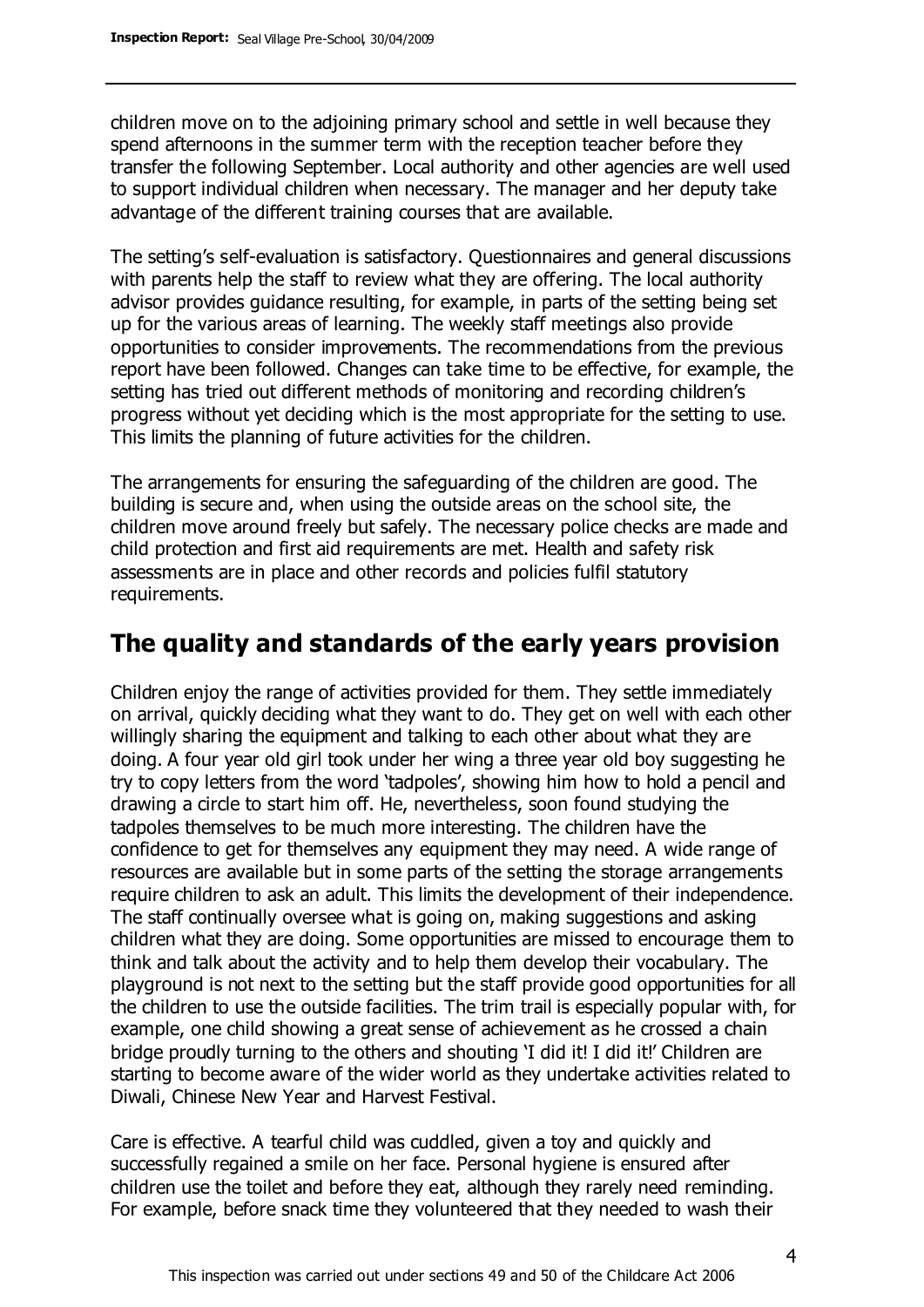children move on to the adjoining primary school and settle in well because they spend afternoons in the summer term with the reception teacher before they transfer the following September. Local authority and other agencies are well used to support individual children when necessary. The manager and her deputy take advantage of the different training courses that are available.

The setting's self-evaluation is satisfactory. Questionnaires and general discussions with parents help the staff to review what they are offering. The local authority advisor provides guidance resulting, for example, in parts of the setting being set up for the various areas of learning. The weekly staff meetings also provide opportunities to consider improvements. The recommendations from the previous report have been followed. Changes can take time to be effective, for example, the setting has tried out different methods of monitoring and recording children's progress without yet deciding which is the most appropriate for the setting to use. This limits the planning of future activities for the children.

The arrangements for ensuring the safeguarding of the children are good. The building is secure and, when using the outside areas on the school site, the children move around freely but safely. The necessary police checks are made and child protection and first aid requirements are met. Health and safety risk assessments are in place and other records and policies fulfil statutory requirements.

## The quality and standards of the early years provision

Children enjoy the range of activities provided for them. They settle immediately on arrival, quickly deciding what they want to do. They get on well with each other willingly sharing the equipment and talking to each other about what they are doing. A four year old girl took under her wing a three year old boy suggesting he try to copy letters from the word 'tadpoles', showing him how to hold a pencil and drawing a circle to start him off. He, nevertheless, soon found studying the tadpoles themselves to be much more interesting. The children have the confidence to get for themselves any equipment they may need. A wide range of resources are available but in some parts of the setting the storage arrangements require children to ask an adult. This limits the development of their independence. The staff continually oversee what is going on, making suggestions and asking children what they are doing. Some opportunities are missed to encourage them to think and talk about the activity and to help them develop their vocabulary. The playground is not next to the setting but the staff provide good opportunities for all the children to use the outside facilities. The trim trail is especially popular with, for example, one child showing a great sense of achievement as he crossed a chain bridge proudly turning to the others and shouting 'I did it! I did it!' Children are starting to become aware of the wider world as they undertake activities related to Diwali, Chinese New Year and Harvest Festival.

Care is effective. A tearful child was cuddled, given a toy and quickly and successfully regained a smile on her face. Personal hygiene is ensured after children use the toilet and before they eat, although they rarely need reminding. For example, before snack time they volunteered that they needed to wash their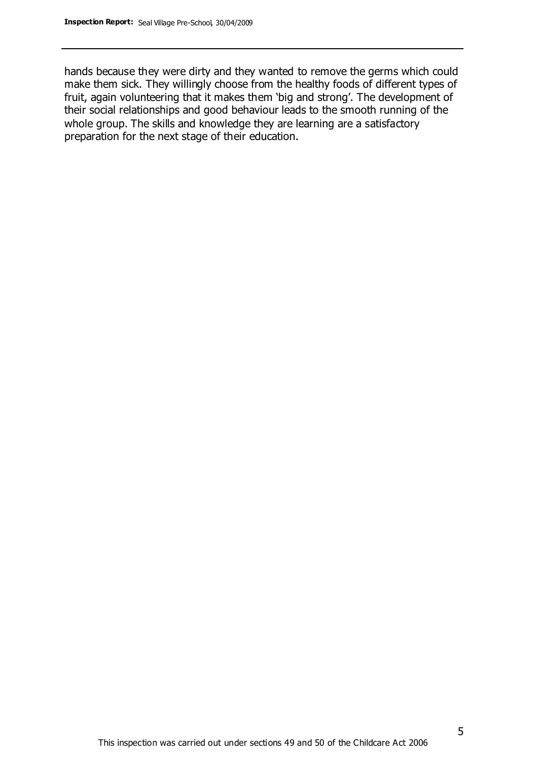hands because they were dirty and they wanted to remove the germs which could make them sick. They willingly choose from the healthy foods of different types of fruit, again volunteering that it makes them 'big and strong'. The development of their social relationships and good behaviour leads to the smooth running of the whole group. The skills and knowledge they are learning are a satisfactory preparation for the next stage of their education.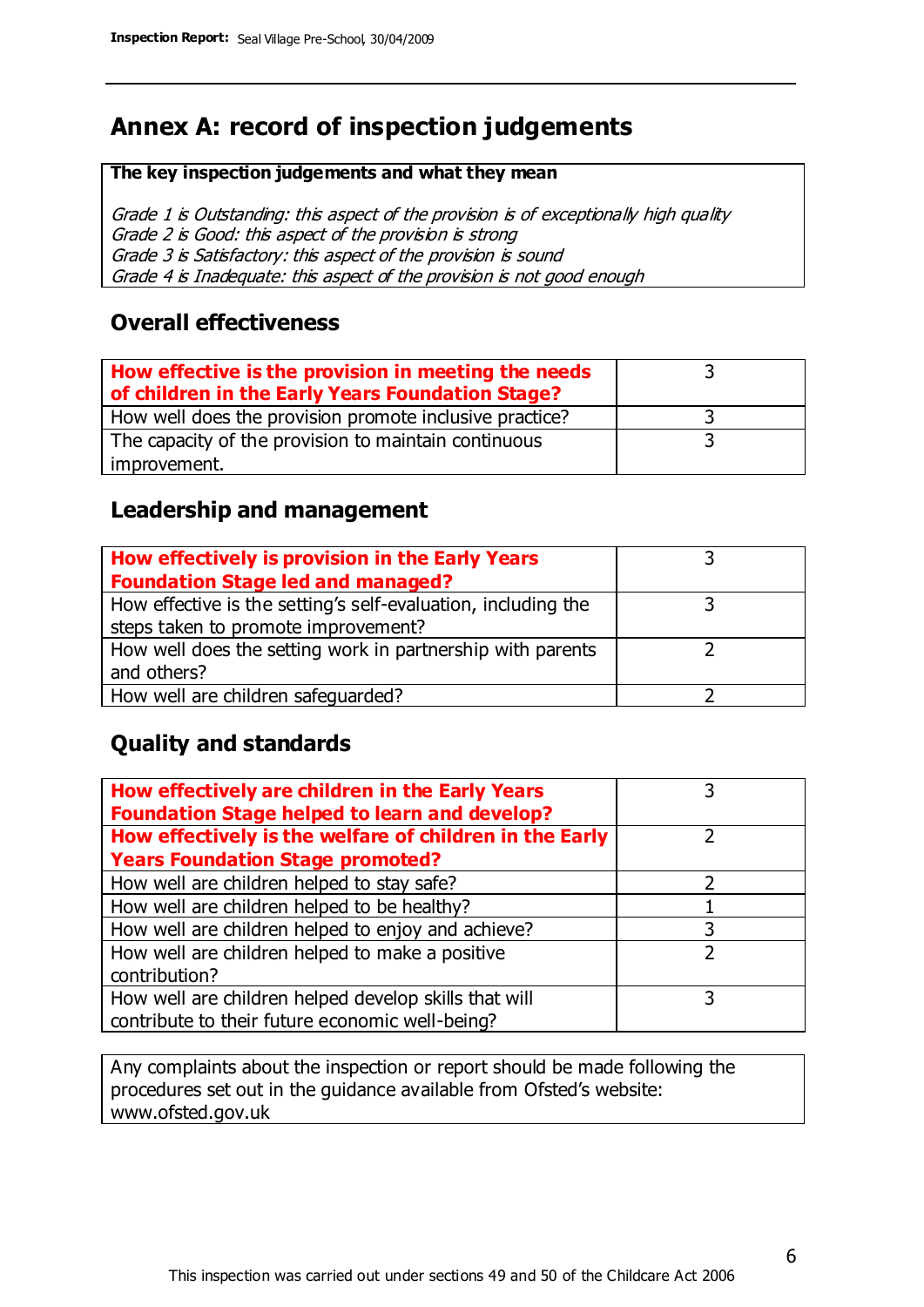# Annex A: record of inspection judgements

**The key inspection judgements and what they mean**

*Grade 1 is Outstanding: this aspect of the provision is of exceptionally high quality*
*Grade 2 is Good: this aspect of the provision is strong*
*Grade 3 is Satisfactory: this aspect of the provision is sound*
*Grade 4 is Inadequate: this aspect of the provision is not good enough*

## Overall effectiveness

| | |
|---|---|
| **How effective is the provision in meeting the needs of children in the Early Years Foundation Stage?** | 3 |
| How well does the provision promote inclusive practice? | 3 |
| The capacity of the provision to maintain continuous improvement. | 3 |

## Leadership and management

| | |
|---|---|
| **How effectively is provision in the Early Years Foundation Stage led and managed?** | 3 |
| How effective is the setting's self-evaluation, including the steps taken to promote improvement? | 3 |
| How well does the setting work in partnership with parents and others? | 2 |
| How well are children safeguarded? | 2 |

## Quality and standards

| | |
|---|---|
| **How effectively are children in the Early Years Foundation Stage helped to learn and develop?** | 3 |
| **How effectively is the welfare of children in the Early Years Foundation Stage promoted?** | 2 |
| How well are children helped to stay safe? | 2 |
| How well are children helped to be healthy? | 1 |
| How well are children helped to enjoy and achieve? | 3 |
| How well are children helped to make a positive contribution? | 2 |
| How well are children helped develop skills that will contribute to their future economic well-being? | 3 |

Any complaints about the inspection or report should be made following the procedures set out in the guidance available from Ofsted's website: www.ofsted.gov.uk

This inspection was carried out under sections 49 and 50 of the Childcare Act 2006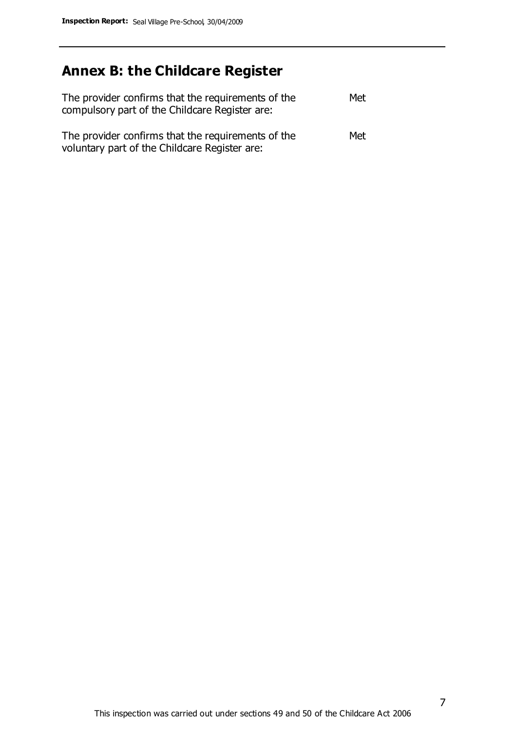## Annex B: the Childcare Register

| | |
| --- | --- |
| The provider confirms that the requirements of the compulsory part of the Childcare Register are: | Met |
| The provider confirms that the requirements of the voluntary part of the Childcare Register are: | Met |

This inspection was carried out under sections 49 and 50 of the Childcare Act 2006